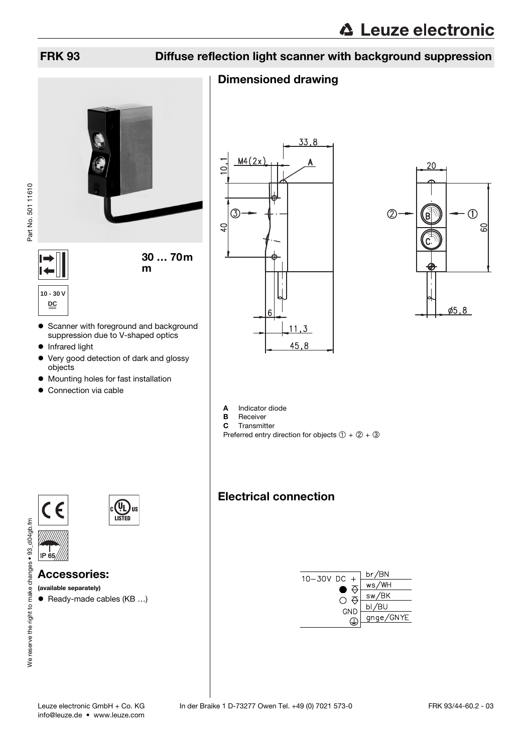# FRK 93 — Diffuse reflection light scanner with background suppression

30 … 70mm

10 - 30 V DC

- Scanner with foreground and background suppression due to V-shaped optics
- Infrared light
- Very good detection of dark and glossy objects
- Mounting holes for fast installation
- Connection via cable

IP 65

## Accessories:

**(available separately)**

- Ready-made cables (KB …)

## Dimensioned drawing

**A** Indicator diode
**B** Receiver
**C** Transmitter

Preferred entry direction for objects ① + ② + ③

## Electrical connection

| | |
|---|---|
| 10–30V DC + | br/BN |
| ● | ws/WH |
| ○ | sw/BK |
| GND | bl/BU |
| ⏚ | gnge/GNYE |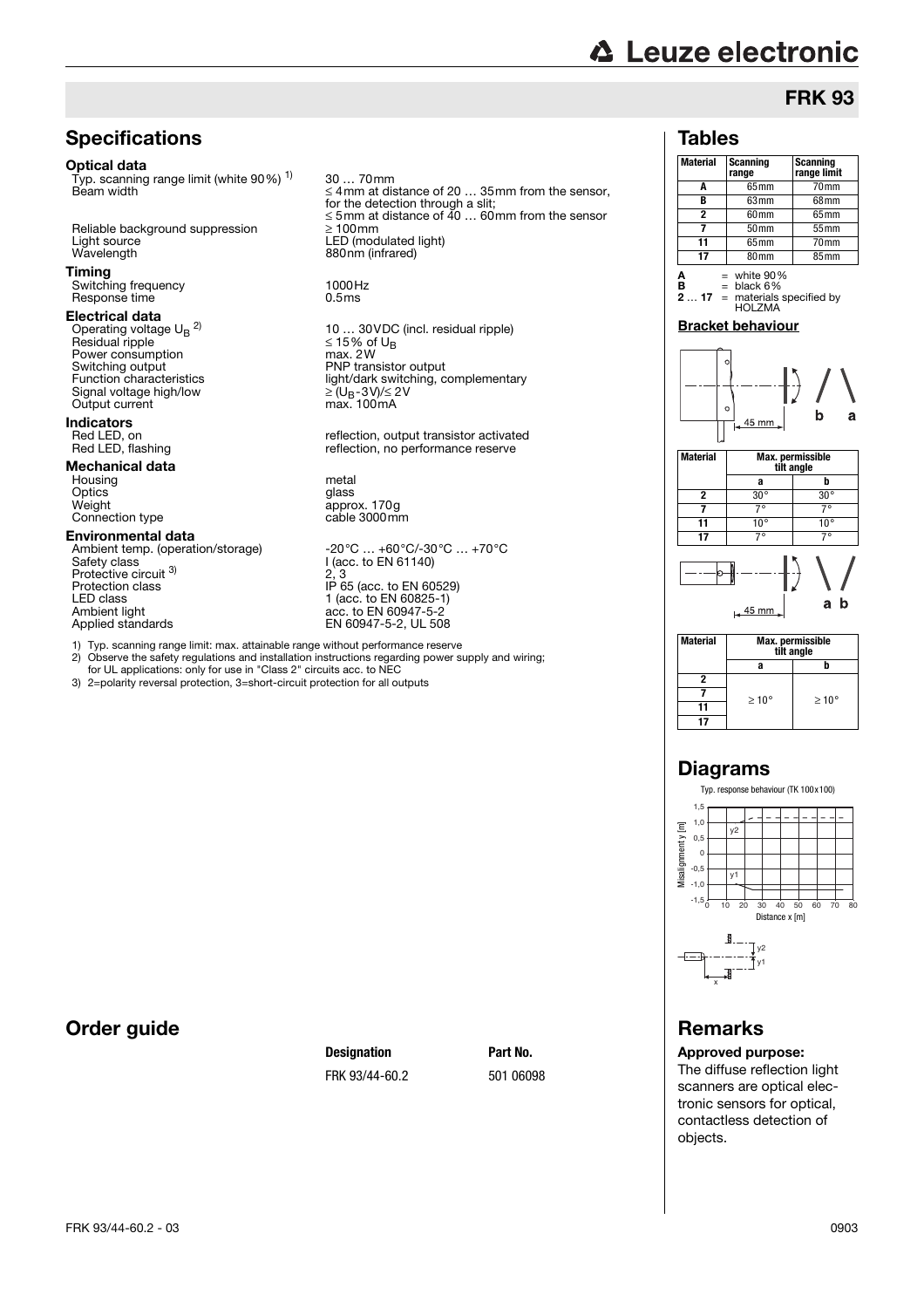# Leuze electronic

## FRK 93

## Specifications

**Optical data**

| | |
|---|---|
| Typ. scanning range limit (white 90%) [1] | 30 … 70mm |
| Beam width | ≤ 4mm at distance of 20 … 35mm from the sensor, for the detection through a slit; ≤ 5mm at distance of 40 … 60mm from the sensor |
| Reliable background suppression | ≥ 100mm |
| Light source | LED (modulated light) |
| Wavelength | 880nm (infrared) |

**Timing**

| | |
|---|---|
| Switching frequency | 1000Hz |
| Response time | 0.5ms |

**Electrical data**

| | |
|---|---|
| Operating voltage $U_B$ [2] | 10 … 30VDC (incl. residual ripple) |
| Residual ripple | ≤ 15% of $U_B$ |
| Power consumption | max. 2W |
| Switching output | PNP transistor output |
| Function characteristics | light/dark switching, complementary |
| Signal voltage high/low | ≥ ($U_B$-3V)/≤ 2V |
| Output current | max. 100mA |

**Indicators**

| | |
|---|---|
| Red LED, on | reflection, output transistor activated |
| Red LED, flashing | reflection, no performance reserve |

**Mechanical data**

| | |
|---|---|
| Housing | metal |
| Optics | glass |
| Weight | approx. 170g |
| Connection type | cable 3000mm |

**Environmental data**

| | |
|---|---|
| Ambient temp. (operation/storage) | -20°C … +60°C/-30°C … +70°C |
| Safety class | I (acc. to EN 61140) |
| Protective circuit [3] | 2, 3 |
| Protection class | IP 65 (acc. to EN 60529) |
| LED class | 1 (acc. to EN 60825-1) |
| Ambient light | acc. to EN 60947-5-2 |
| Applied standards | EN 60947-5-2, UL 508 |

1) Typ. scanning range limit: max. attainable range without performance reserve
2) Observe the safety regulations and installation instructions regarding power supply and wiring; for UL applications: only for use in "Class 2" circuits acc. to NEC
3) 2=polarity reversal protection, 3=short-circuit protection for all outputs

## Tables

| Material | Scanning range | Scanning range limit |
|---|---|---|
| A | 65mm | 70mm |
| B | 63mm | 68mm |
| 2 | 60mm | 65mm |
| 7 | 50mm | 55mm |
| 11 | 65mm | 70mm |
| 17 | 80mm | 85mm |

**A** = white 90%
**B** = black 6%
**2 … 17** = materials specified by HOLZMA

**Bracket behaviour**

45 mm
b a

| Material | Max. permissible tilt angle | |
|---|---|---|
| | a | b |
| 2 | 30° | 30° |
| 7 | 7° | 7° |
| 11 | 10° | 10° |
| 17 | 7° | 7° |

45 mm
a b

| Material | Max. permissible tilt angle | |
|---|---|---|
| | a | b |
| 2 | ≥ 10° | ≥ 10° |
| 7 | | |
| 11 | | |
| 17 | | |

## Diagrams

Typ. response behaviour (TK 100x100)

Misalignment y [m]
1,5
1,0
0,5
0
-0,5
-1,0
-1,5
y2
y1
0 10 20 30 40 50 60 70 80
Distance x [m]

y2
y1
x

## Order guide

| Designation | Part No. |
|---|---|
| FRK 93/44-60.2 | 501 06098 |

## Remarks

**Approved purpose:**
The diffuse reflection light scanners are optical electronic sensors for optical, contactless detection of objects.

FRK 93/44-60.2 - 03

0903